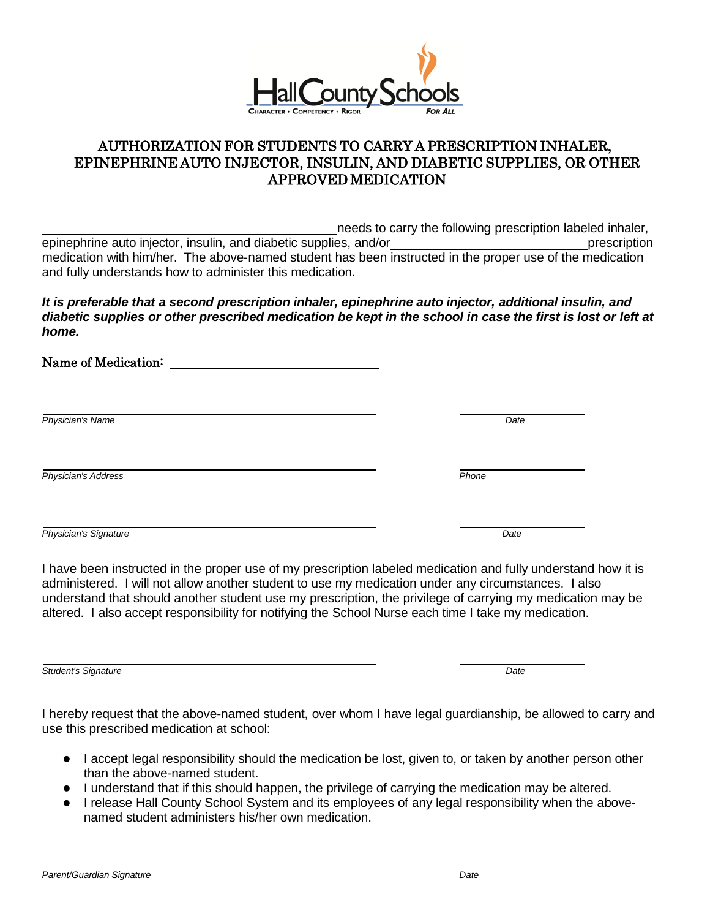Hall County Schools

CHARACTER • COMPETENCY • RIGOR FOR ALL

# AUTHORIZATION FOR STUDENTS TO CARRY A PRESCRIPTION INHALER, EPINEPHRINE AUTO INJECTOR, INSULIN, AND DIABETIC SUPPLIES, OR OTHER APPROVED MEDICATION

______________________________ needs to carry the following prescription labeled inhaler, epinephrine auto injector, insulin, and diabetic supplies, and/or ______________________ prescription medication with him/her. The above-named student has been instructed in the proper use of the medication and fully understands how to administer this medication.

***It is preferable that a second prescription inhaler, epinephrine auto injector, additional insulin, and diabetic supplies or other prescribed medication be kept in the school in case the first is lost or left at home.***

Name of Medication: ______________________

______________________________ ______________

*Physician's Name* *Date*

______________________________ ______________

*Physician's Address* *Phone*

______________________________ ______________

*Physician's Signature* *Date*

I have been instructed in the proper use of my prescription labeled medication and fully understand how it is administered. I will not allow another student to use my medication under any circumstances. I also understand that should another student use my prescription, the privilege of carrying my medication may be altered. I also accept responsibility for notifying the School Nurse each time I take my medication.

______________________________ ______________

*Student's Signature* *Date*

I hereby request that the above-named student, over whom I have legal guardianship, be allowed to carry and use this prescribed medication at school:

- I accept legal responsibility should the medication be lost, given to, or taken by another person other than the above-named student.
- I understand that if this should happen, the privilege of carrying the medication may be altered.
- I release Hall County School System and its employees of any legal responsibility when the above-named student administers his/her own medication.

______________________________ ______________

*Parent/Guardian Signature* *Date*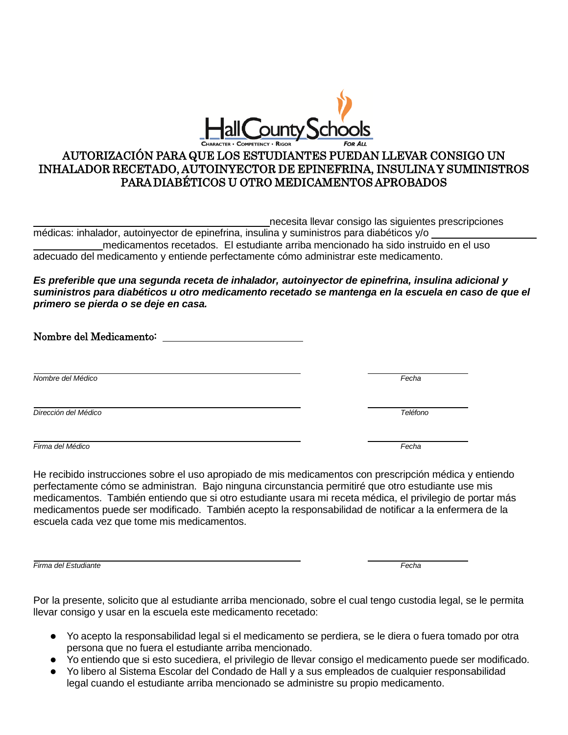Hall County Schools
CHARACTER • COMPETENCY • RIGOR FOR ALL

# AUTORIZACIÓN PARA QUE LOS ESTUDIANTES PUEDAN LLEVAR CONSIGO UN INHALADOR RECETADO, AUTOINYECTOR DE EPINEFRINA, INSULINA Y SUMINISTROS PARA DIABÉTICOS U OTRO MEDICAMENTOS APROBADOS

______________________________________ necesita llevar consigo las siguientes prescripciones médicas: inhalador, autoinyector de epinefrina, insulina y suministros para diabéticos y/o ______________ ____________ medicamentos recetados. El estudiante arriba mencionado ha sido instruido en el uso adecuado del medicamento y entiende perfectamente cómo administrar este medicamento.

***Es preferible que una segunda receta de inhalador, autoinyector de epinefrina, insulina adicional y suministros para diabéticos u otro medicamento recetado se mantenga en la escuela en caso de que el primero se pierda o se deje en casa.***

Nombre del Medicamento: ______________________

______________________________________ ______________
*Nombre del Médico* *Fecha*

______________________________________ ______________
*Dirección del Médico* *Teléfono*

______________________________________ ______________
*Firma del Médico* *Fecha*

He recibido instrucciones sobre el uso apropiado de mis medicamentos con prescripción médica y entiendo perfectamente cómo se administran. Bajo ninguna circunstancia permitiré que otro estudiante use mis medicamentos. También entiendo que si otro estudiante usara mi receta médica, el privilegio de portar más medicamentos puede ser modificado. También acepto la responsabilidad de notificar a la enfermera de la escuela cada vez que tome mis medicamentos.

______________________________________ ______________
*Firma del Estudiante* *Fecha*

Por la presente, solicito que al estudiante arriba mencionado, sobre el cual tengo custodia legal, se le permita llevar consigo y usar en la escuela este medicamento recetado:

- Yo acepto la responsabilidad legal si el medicamento se perdiera, se le diera o fuera tomado por otra persona que no fuera el estudiante arriba mencionado.
- Yo entiendo que si esto sucediera, el privilegio de llevar consigo el medicamento puede ser modificado.
- Yo libero al Sistema Escolar del Condado de Hall y a sus empleados de cualquier responsabilidad legal cuando el estudiante arriba mencionado se administre su propio medicamento.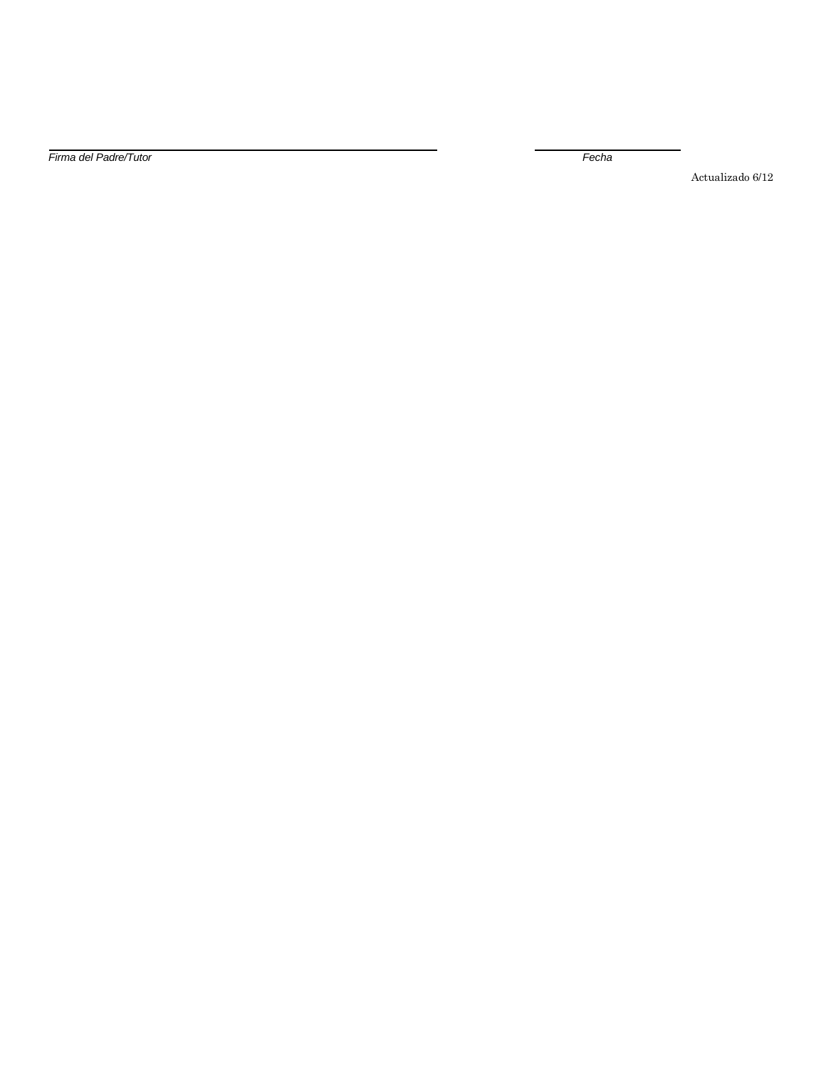_________________________________________________ ____________________

*Firma del Padre/Tutor* *Fecha*

Actualizado 6/12